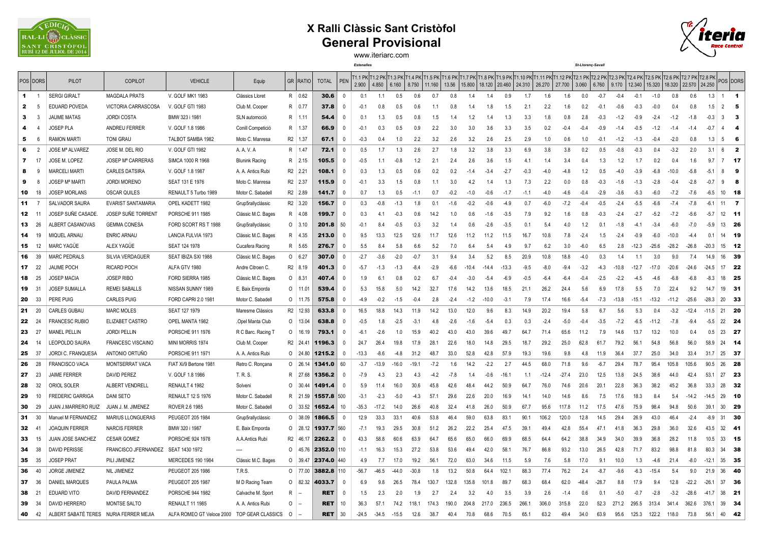# X Ralli Clàssic Sant Cristòfol

## General Provisional

www.iteriarc.com

| POS | DORS | PILOT | COPILOT | VEHICLE | Equip | GR | RATIO | TOTAL | PEN | T1.1 PK 2.900 | T1.2 PK 4.850 | T1.3 PK 6.160 | T1.4 PK 8.750 | T1.5 PK 11.160 | T1.6 PK 13.56 | T1.7 PK 15.800 | T1.8 PK 18.120 | T1.9 PK 20.460 | T1.10 PK 24.310 | T1.11 PK 26.270 | T1.12 PK 27.700 | T2.1 PK 3.060 | T2.2 PK 6.760 | T2.3 PK 9.170 | T2.4 PK 12.340 | T2.5 PK 15.320 | T2.6 PK 18.320 | T2.7 PK 22.570 | T2.8 PK 24.250 | POS | DORS |
|---|---|---|---|---|---|---|---|---|---|---|---|---|---|---|---|---|---|---|---|---|---|---|---|---|---|---|---|---|---|---|---|
| | | | | | | | | | | Estenalles | | | | | | | | | | | | St-Llorenç-Savall | | | | | | | | | |
| 1 | 1 | SERGI GIRALT | MAGDALA PRATS | V. GOLF MK1 1983 | Clàssics Lloret | R | 0.62 | 30.6 | 0 | 0.1 | 1.1 | 0.5 | 0.6 | 0.7 | 0.8 | 1.4 | 1.4 | 0.9 | 1.7 | 1.6 | 1.6 | 0.0 | -0.7 | -0.4 | -0.1 | -1.0 | 0.8 | 0.6 | 1.3 | 1 | 1 |
| 2 | 5 | EDUARD POVEDA | VICTORIA CARRASCOSA | V. GOLF GTI 1983 | Club M. Cooper | R | 0.77 | 37.8 | 0 | -0.1 | 0.8 | 0.5 | 0.6 | 1.1 | 0.8 | 1.4 | 1.8 | 1.5 | 2.1 | 2.2 | 1.6 | 0.2 | -0.1 | -0.6 | -0.3 | -0.0 | 0.4 | 0.8 | 1.5 | 2 | 5 |
| 3 | 3 | JAUME MATAS | JORDI COSTA | BMW 323 i 1981 | SLN automoció | R | 1.11 | 54.4 | 0 | 0.1 | 1.3 | 0.5 | 0.8 | 1.5 | 1.4 | 1.2 | 1.4 | 1.3 | 3.3 | 1.8 | 0.8 | 2.8 | -0.3 | -1.2 | -0.9 | -2.4 | -1.2 | -1.8 | -0.3 | 3 | 3 |
| 4 | 4 | JOSEP PLA | ANDREU FERRER | V. GOLF 1.8 1986 | Conill Competició | R | 1.37 | 66.9 | 0 | -0.1 | 0.3 | 0.5 | 0.9 | 2.2 | 3.0 | 3.0 | 3.6 | 3.3 | 3.5 | 0.2 | -0.4 | -0.4 | -0.9 | -1.4 | -0.5 | -1.2 | -1.4 | -1.4 | -0.7 | 4 | 4 |
| 5 | 6 | RAMON MARTI | TONI GRAU | TALBOT SAMBA 1982 | Moto C. Manresa | R2 | 1.37 | 67.1 | 0 | -0.3 | 0.4 | 1.0 | 2.2 | 3.2 | 2.6 | 3.2 | 2.6 | 2.5 | 2.9 | 1.0 | 0.6 | 1.0 | -0.1 | -1.2 | -1.3 | -0.4 | -2.0 | 0.8 | 1.3 | 5 | 6 |
| 6 | 2 | JOSE Mª ALVAREZ | JOSE M. DEL RIO | V. GOLF GTI 1982 | A. A. V. A | R | 1.47 | 72.1 | 0 | 0.5 | 1.7 | 1.3 | 2.6 | 2.7 | 1.8 | 3.2 | 3.8 | 3.3 | 6.9 | 3.8 | 3.8 | 0.2 | 0.5 | -0.8 | -0.3 | 0.4 | -3.2 | 2.0 | 3.1 | 6 | 2 |
| 7 | 17 | JOSE M. LOPEZ | JOSEP Mª CARRERAS | SIMCA 1000 R 1968 | Blunink Racing | R | 2.15 | 105.5 | 0 | -0.5 | 1.1 | -0.8 | 1.2 | 2.1 | 2.4 | 2.6 | 3.6 | 1.5 | 4.1 | 1.4 | 3.4 | 0.4 | 1.3 | 1.2 | 1.7 | 0.2 | 0.4 | 1.6 | 9.7 | 7 | 17 |
| 8 | 9 | MARCELI MARTI | CARLES DATSIRA | V. GOLF 1.8 1987 | A. A. Antics Rubi | R2 | 2.21 | 108.1 | 0 | 0.3 | 1.3 | 0.5 | 0.6 | 0.2 | 0.2 | -1.4 | -3.4 | -2.7 | -0.3 | -4.0 | -4.8 | 1.2 | 0.5 | -4.0 | -3.9 | -6.8 | -10.0 | -5.8 | -5.1 | 8 | 9 |
| 9 | 8 | JOSEP Mª MARTI | JORDI MORENO | SEAT 131 E 1976 | Moto C. Manresa | R2 | 2.37 | 115.9 | 0 | -0.1 | 3.3 | 1.5 | 0.8 | 1.1 | 3.0 | 4.2 | 1.4 | 1.3 | 7.3 | 2.2 | 0.0 | 0.8 | -0.3 | -1.6 | -1.3 | -2.8 | -0.4 | -2.8 | -0.7 | 9 | 8 |
| 10 | 18 | JOSEP MORLANS | OSCAR QUILES | RENAULT 5 Turbo 1989 | Motor C. Sabadell | R2 | 2.89 | 141.7 | 0 | 0.7 | 1.3 | 0.5 | -1.1 | 0.7 | -0.2 | -1.0 | -0.6 | -1.7 | -1.1 | -4.0 | -4.6 | -0.4 | -2.9 | -3.6 | -5.3 | -6.0 | -7.2 | -7.6 | -6.5 | 10 | 18 |
| 11 | 7 | SALVADOR SAURA | EVARIST SANTAMARIA | OPEL KADETT 1982 | Grup5rallyclàssic | R2 | 3.20 | 156.7 | 0 | 0.3 | -0.8 | -1.3 | 1.8 | 0.1 | -1.6 | -0.2 | -0.6 | -4.9 | 0.7 | -6.0 | -7.2 | -0.4 | -0.5 | -2.4 | -5.5 | -6.6 | -7.4 | -7.8 | -6.1 | 11 | 7 |
| 12 | 11 | JOSEP SUÑE CASADE. | JOSEP SUÑE TORRENT | PORSCHE 911 1985 | Clàssic M.C. Bages | R | 4.08 | 199.7 | 0 | 0.3 | 4.1 | -0.3 | 0.6 | 14.2 | 1.0 | 0.6 | -1.6 | -3.5 | 7.9 | 9.2 | 1.6 | 0.8 | -0.3 | -2.4 | -2.7 | -5.2 | -7.2 | -5.6 | -5.7 | 12 | 11 |
| 13 | 26 | ALBERT CASANOVAS | GEMMA CONESA | FORD SCORT RS T 1988 | Grup5rallyclàssic | O | 3.10 | 201.8 | 50 | -0.1 | 8.4 | -0.5 | 0.3 | 3.2 | 1.4 | 0.6 | -2.6 | -3.5 | 0.1 | 5.4 | 4.0 | 1.2 | 0.1 | -1.8 | -4.1 | -3.4 | -6.0 | -7.0 | -5.9 | 13 | 26 |
| 14 | 19 | MIQUEL ARNAU | ENRIC ARNAU | LANCIA FULVIA 1973 | Clàssic M.C. Bages | R | 4.35 | 213.0 | 0 | 9.5 | 13.3 | 12.5 | 12.6 | 11.7 | 12.6 | 11.2 | 11.2 | 11.5 | 16.7 | 10.8 | 7.8 | -2.4 | 1.5 | -2.4 | -0.9 | -6.0 | -10.0 | -4.4 | 0.1 | 14 | 19 |
| 15 | 12 | MARC YAGÜE | ALEX YAGÜE | SEAT 124 1978 | Cucafera Racing | R | 5.65 | 276.7 | 0 | 5.5 | 8.4 | 5.8 | 6.6 | 5.2 | 7.0 | 6.4 | 5.4 | 4.9 | 9.7 | 6.2 | 3.0 | -6.0 | 6.5 | 2.8 | -12.3 | -25.6 | -28.2 | -26.8 | -20.3 | 15 | 12 |
| 16 | 39 | MARC PEDRALS | SILVIA VERDAGUER | SEAT IBIZA SXI 1988 | Clàssic M.C. Bages | O | 6.27 | 307.0 | 0 | -2.7 | -3.6 | -2.0 | -0.7 | 3.1 | 9.4 | 3.4 | 5.2 | 8.5 | 20.9 | 10.8 | 18.8 | -4.0 | 0.3 | 1.4 | 1.1 | 3.0 | 9.0 | 7.4 | 14.9 | 16 | 39 |
| 17 | 22 | JAUME POCH | RICARD POCH | ALFA GTV 1980 | Andre Citroen C. | R2 | 8.19 | 401.3 | 0 | -5.7 | -1.3 | -1.3 | -8.4 | -2.9 | -6.6 | -10.4 | -14.4 | -13.3 | -9.5 | -8.0 | -9.4 | -3.2 | -4.3 | -10.8 | -12.7 | -17.0 | -20.6 | -24.6 | -24.5 | 17 | 22 |
| 18 | 25 | JOSEP MACIA | JOSEP RIBO | FORD SIERRA 1985 | Clàssic M.C. Bages | O | 8.31 | 407.4 | 0 | 1.9 | 6.1 | 0.8 | 0.2 | 6.7 | -0.4 | -3.0 | -5.4 | -6.9 | -0.5 | -6.4 | -6.4 | -0.4 | -2.5 | -2.2 | -4.5 | -4.6 | -6.8 | -6.8 | -8.3 | 18 | 25 |
| 19 | 31 | JOSEP SUMALLA | REMEI SABALLS | NISSAN SUNNY 1989 | E. Baix Emporda | O | 11.01 | 539.4 | 0 | 5.3 | 15.8 | 5.0 | 14.2 | 32.7 | 17.6 | 14.2 | 13.6 | 18.5 | 21.1 | 26.2 | 24.4 | 5.6 | 6.9 | 17.8 | 5.5 | 7.0 | 22.4 | 9.2 | 14.7 | 19 | 31 |
| 20 | 33 | PERE PUIG | CARLES PUIG | FORD CAPRI 2.0 1981 | Motor C. Sabadell | O | 11.75 | 575.8 | 0 | -4.9 | -0.2 | -1.5 | -0.4 | 2.8 | -2.4 | -1.2 | -10.0 | -3.1 | 7.9 | 17.4 | 16.6 | -5.4 | -7.3 | -13.8 | -15.1 | -13.2 | -11.2 | -25.6 | -28.3 | 20 | 33 |
| 21 | 20 | CARLES GUBAU | MARC MOLES | SEAT 127 1979 | Maresme Clàssics | R2 | 12.93 | 633.8 | 0 | 16.5 | 18.8 | 14.3 | 11.9 | 14.2 | 13.0 | 12.0 | 9.6 | 8.3 | 14.9 | 20.2 | 19.4 | 5.8 | 6.7 | 5.6 | 5.3 | 0.4 | -3.2 | -12.4 | -11.5 | 21 | 20 |
| 22 | 24 | FRANCESC RUBIO | ELIZABET CASTRO | OPEL MANTA 1982 | .Opel Manta Club | O | 13.04 | 638.8 | 0 | -0.5 | 1.8 | -2.5 | -3.1 | 4.8 | -2.6 | -1.6 | -5.4 | 0.3 | 0.3 | -2.4 | -5.0 | -0.4 | -3.5 | -7.2 | -6.5 | -11.2 | -7.8 | -9.4 | -5.5 | 22 | 24 |
| 23 | 27 | MANEL PELLIN | JORDI PELLIN | PORSCHE 911 1976 | R C Barc. Racing T | O | 16.19 | 793.1 | 0 | -6.1 | -2.6 | 1.0 | 15.9 | 40.2 | 43.0 | 43.0 | 39.6 | 49.7 | 64.7 | 71.4 | 65.6 | 11.2 | 7.9 | 14.6 | 13.7 | 13.2 | 10.0 | 0.4 | 0.5 | 23 | 27 |
| 24 | 14 | LEOPOLDO SAURA | FRANCESC VISCAINO | MINI MORRIS 1974 | Club M. Cooper | R2 | 24.41 | 1196.3 | 0 | 24.7 | 26.4 | 19.8 | 17.9 | 28.1 | 22.6 | 18.0 | 14.8 | 29.5 | 18.7 | 29.2 | 25.0 | 62.8 | 61.7 | 79.2 | 56.1 | 54.8 | 56.8 | 56.0 | 58.9 | 24 | 14 |
| 25 | 37 | JORDI C. FRANQUESA | ANTONIO ORTUÑO | PORSCHE 911 1971 | A. A. Antics Rubi | O | 24.80 | 1215.2 | 0 | -13.3 | -8.6 | -4.8 | 31.2 | 48.7 | 33.0 | 52.8 | 42.8 | 57.9 | 19.3 | 19.6 | 9.8 | 4.8 | 11.9 | 36.4 | 37.7 | 25.0 | 34.0 | 33.4 | 31.7 | 25 | 37 |
| 26 | 28 | FRANCISCO VACA | MONTSERRAT VACA | FIAT X/9 Bertone 1981 | Retro C. Ronçana | O | 26.14 | 1341.0 | 60 | -3.7 | -13.9 | -16.0 | -19.1 | -7.2 | 1.6 | 14.2 | -2.2 | 2.7 | 44.5 | 68.0 | 71.8 | 9.6 | -6.7 | 29.4 | 78.7 | 95.4 | 105.8 | 105.6 | 90.5 | 26 | 28 |
| 27 | 23 | JAIME FERRER | DAVID PEREZ | V. GOLF 1.8 1986 | T. R. S. | R | 27.68 | 1356.2 | 0 | -7.9 | 4.3 | 2.3 | 4.3 | -4.2 | -7.8 | 1.4 | -0.6 | -16.1 | 1.1 | -12.4 | -27.4 | 23.0 | 12.5 | 13.8 | 24.5 | 38.6 | 44.0 | 42.4 | 53.1 | 27 | 23 |
| 28 | 32 | ORIOL SOLER | ALBERT VENDRELL | RENAULT 4 1982 | Solveni | O | 30.44 | 1491.4 | 0 | 5.9 | 11.4 | 16.0 | 30.6 | 45.8 | 42.6 | 48.4 | 44.2 | 50.9 | 64.7 | 76.0 | 74.6 | 20.6 | 20.1 | 22.8 | 36.3 | 38.2 | 45.2 | 36.8 | 33.3 | 28 | 32 |
| 29 | 10 | FREDERIC GARRIGA | DANI SETO | RENAULT 12 S 1976 | Motor C. Sabadell | R | 21.59 | 1557.8 | 500 | -3.1 | -2.3 | -5.0 | -4.3 | 57.1 | 29.6 | 22.6 | 20.0 | 16.9 | 14.1 | 14.0 | 14.6 | 8.6 | 7.5 | 17.6 | 18.3 | 8.4 | 5.4 | -14.2 | -14.5 | 29 | 10 |
| 30 | 29 | JUAN J.MARRERO RUIZ | JUAN J. M. JIMENEZ | ROVER 2.6 1985 | Motor C. Sabadell | O | 33.52 | 1652.4 | 10 | -35.3 | -17.2 | 14.0 | 26.6 | 40.8 | 32.4 | 41.8 | 26.0 | 50.9 | 67.7 | 95.6 | 117.8 | 11.2 | 17.5 | 47.6 | 75.9 | 98.4 | 94.8 | 50.6 | 39.1 | 30 | 29 |
| 31 | 30 | Manuel M FERNANDEZ | MARIUS LLONGUERAS | PEUGEOT 205 1984 | Grup5rallyclàssic | O | 38.09 | 1866.5 | 0 | 12.9 | 33.3 | 33.1 | 40.6 | 53.8 | 46.4 | 59.0 | 63.8 | 83.1 | 90.1 | 106.2 | 120.0 | 12.8 | 14.5 | 29.4 | 26.9 | 43.0 | 46.4 | -2.4 | -8.9 | 31 | 30 |
| 32 | 41 | JOAQUIN FERRER | NARCIS FERRER | BMW 320 i 1987 | E. Baix Emporda | O | 28.12 | 1937.7 | 560 | -7.1 | 19.3 | 29.5 | 30.8 | 51.2 | 26.2 | 22.2 | 25.4 | 47.5 | 39.1 | 49.4 | 42.8 | 55.4 | 47.1 | 41.8 | 36.3 | 29.8 | 36.0 | 32.6 | 43.5 | 32 | 41 |
| 33 | 15 | JUAN JOSE SANCHEZ | CESAR GOMEZ | PORSCHE 924 1978 | A.A.Antics Rubi | R2 | 46.17 | 2262.2 | 0 | 43.3 | 58.8 | 60.6 | 63.9 | 64.7 | 65.6 | 65.0 | 66.0 | 69.9 | 68.5 | 64.4 | 64.2 | 38.8 | 34.9 | 34.0 | 39.9 | 36.8 | 28.2 | 11.8 | 10.5 | 33 | 15 |
| 34 | 38 | DAVID PERISSE | FRANCISCO JFERNANDEZ | SEAT 1430 1972 | ---- | O | 45.76 | 2352.0 | 110 | -1.1 | 16.3 | 15.3 | 27.2 | 53.8 | 53.6 | 49.4 | 42.0 | 58.1 | 76.7 | 86.8 | 93.2 | 13.0 | 26.5 | 42.8 | 71.7 | 83.2 | 98.8 | 81.8 | 80.3 | 34 | 38 |
| 35 | 35 | JOSEP PRAT | PILI JIMENEZ | MERCEDES 190 1984 | Clàssic M.C. Bages | O | 39.47 | 2374.0 | 440 | 4.9 | 7.7 | 17.0 | 19.2 | 56.1 | 72.0 | 63.0 | 34.6 | 11.5 | 5.9 | 7.6 | 5.8 | 17.0 | 9.1 | 10.0 | 1.3 | -4.6 | 21.4 | -8.0 | -12.1 | 35 | 35 |
| 36 | 40 | JORGE JIMENEZ | NIL JIMENEZ | PEUGEOT 205 1986 | T.R.S. | O | 77.00 | 3882.8 | 110 | -56.7 | -46.5 | -44.0 | -30.8 | 1.8 | 13.2 | 50.8 | 64.4 | 102.1 | 88.3 | 77.4 | 76.2 | 2.4 | -8.7 | -9.6 | -6.3 | -15.4 | 5.4 | 9.0 | 21.9 | 36 | 40 |
| 37 | 36 | DANIEL MARQUES | PAULA PALMA | PEUGEOT 205 1987 | M D Racing Team | O | 82.32 | 4033.7 | 0 | 6.9 | 9.8 | 26.5 | 78.4 | 130.7 | 132.8 | 135.8 | 101.8 | 89.7 | 68.3 | 68.4 | 62.0 | -48.4 | -28.7 | 8.8 | 17.9 | 9.4 | 12.8 | -22.2 | -26.1 | 37 | 36 |
| 38 | 21 | EDUARD VITO | DAVID FERNANDEZ | PORSCHE 944 1982 | Calvache M. Sport | R | -- | RET | 0 | 1.5 | 2.3 | 2.0 | 1.9 | 2.7 | 2.4 | 3.2 | 4.0 | 3.5 | 3.9 | 2.6 | -1.4 | 0.6 | 0.1 | -5.0 | -0.7 | -2.8 | -3.2 | -28.6 | -41.7 | 38 | 21 |
| 39 | 34 | DAVID HERRERO | MONTSE SALTO | RENAULT 11 1985 | A. A. Antics Rubi | O | -- | RET | 10 | 36.3 | 57.1 | 74.2 | 118.1 | 174.3 | 190.0 | 204.8 | 217.0 | 236.5 | 266.1 | 306.0 | 315.8 | 22.0 | 52.3 | 271.2 | 295.5 | 313.4 | 341.4 | 362.6 | 376.1 | 39 | 34 |
| 40 | 42 | ALBERT SABATÉ TERES | NURIA FERRER MEJIA | ALFA ROMEO GT Veloce 2000 | TOP GEAR CLASSICS | O | -- | RET | 30 | -24.5 | -34.5 | -15.5 | 12.6 | 38.7 | 40.4 | 70.8 | 68.6 | 70.5 | 65.1 | 63.2 | 49.4 | 34.0 | 63.9 | 95.6 | 125.3 | 122.2 | 118.0 | 73.8 | 56.1 | 40 | 42 |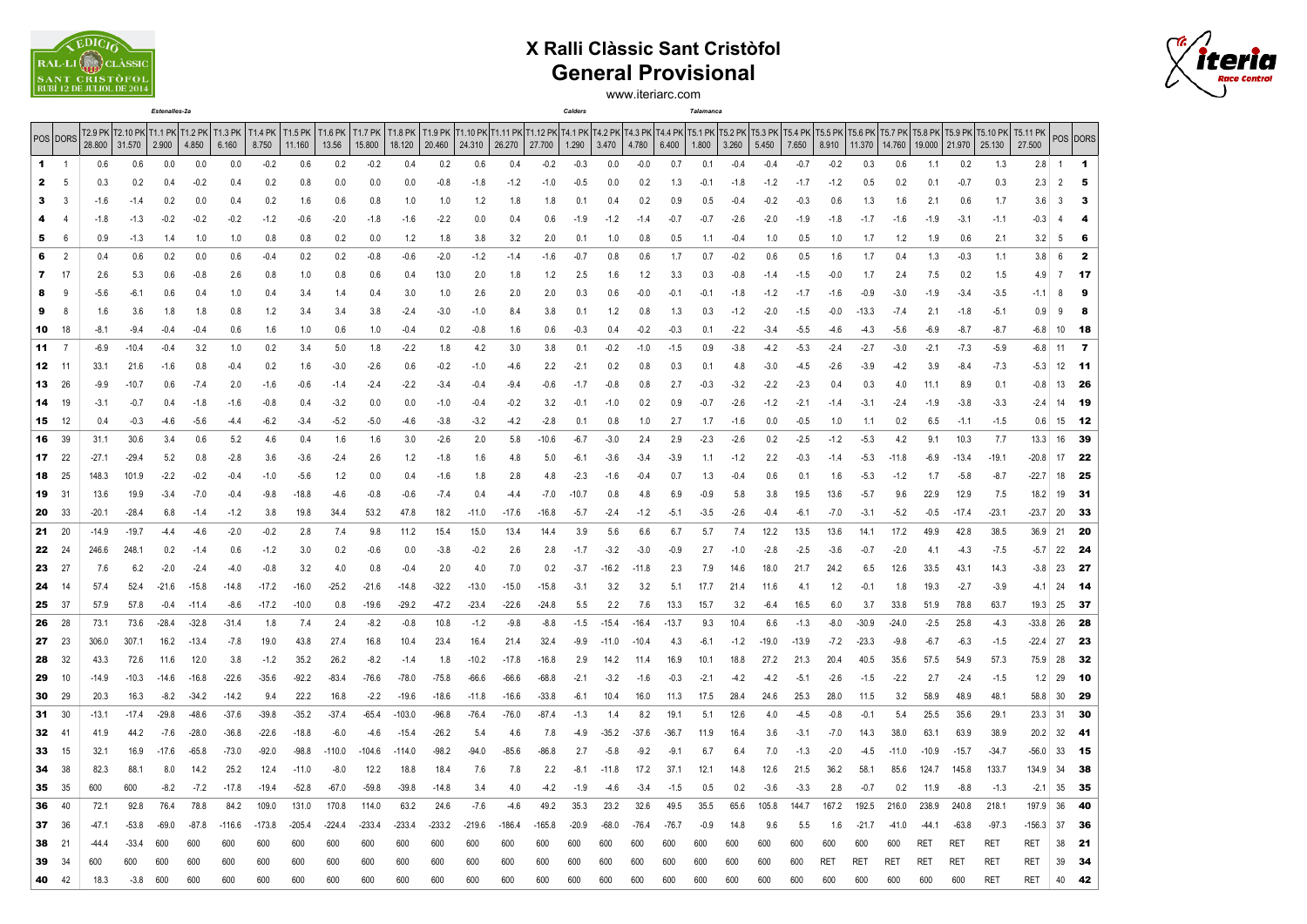# X Ralli Clàssic Sant Cristòfol

## General Provisional

www.iteriarc.com

| | | Estenalles-2a | | | | | | | | | | | | | | | | Calders | | | | | Talamanca | | | | | | | | | | | | | | | |
|---|---|---|---|---|---|---|---|---|---|---|---|---|---|---|---|---|---|---|---|---|---|---|---|---|---|---|---|---|---|---|---|---|---|---|---|---|---|---|
| POS | DORS | T2.9 PK 28.800 | T2.10 PK 31.570 | T1.1 PK 2.900 | T1.2 PK 4.850 | T1.3 PK 6.160 | T1.4 PK 8.750 | T1.5 PK 11.160 | T1.6 PK 13.56 | T1.7 PK 15.800 | T1.8 PK 18.120 | T1.9 PK 20.460 | T1.10 PK 24.310 | T1.11 PK 26.270 | T1.12 PK 27.700 | T4.1 PK 1.290 | T4.2 PK 3.470 | T4.3 PK 4.780 | T4.4 PK 6.400 | T5.1 PK 1.800 | T5.2 PK 3.260 | T5.3 PK 5.450 | T5.4 PK 7.650 | T5.5 PK 8.910 | T5.6 PK 11.370 | T5.7 PK 14.760 | T5.8 PK 19.000 | T5.9 PK 21.970 | T5.10 PK 25.130 | T5.11 PK 27.500 | POS | DORS |
| 1 | 1 | 0.6 | 0.6 | 0.0 | 0.0 | 0.0 | -0.2 | 0.6 | 0.2 | -0.2 | 0.4 | 0.2 | 0.6 | 0.4 | -0.2 | -0.3 | 0.0 | -0.0 | 0.7 | 0.1 | -0.4 | -0.4 | -0.7 | -0.2 | 0.3 | 0.6 | 1.1 | 0.2 | 1.3 | 2.8 | 1 | 1 |
| 2 | 5 | 0.3 | 0.2 | 0.4 | -0.2 | 0.4 | 0.2 | 0.8 | 0.0 | 0.0 | 0.0 | -0.8 | -1.8 | -1.2 | -1.0 | -0.5 | 0.0 | 0.2 | 1.3 | -0.1 | -1.8 | -1.2 | -1.7 | -1.2 | 0.5 | 0.2 | 0.1 | -0.7 | 0.3 | 2.3 | 2 | 5 |
| 3 | 3 | -1.6 | -1.4 | 0.2 | 0.0 | 0.4 | 0.2 | 1.6 | 0.6 | 0.8 | 1.0 | 1.0 | 1.2 | 1.8 | 1.8 | 0.1 | 0.4 | 0.2 | 0.9 | 0.5 | -0.4 | -0.2 | -0.3 | 0.6 | 1.3 | 1.6 | 2.1 | 0.6 | 1.7 | 3.6 | 3 | 3 |
| 4 | 4 | -1.8 | -1.3 | -0.2 | -0.2 | -0.2 | -1.2 | -0.6 | -2.0 | -1.8 | -1.6 | -2.2 | 0.0 | 0.4 | 0.6 | -1.9 | -1.2 | -1.4 | -0.7 | -0.7 | -2.6 | -2.0 | -1.9 | -1.8 | -1.7 | -1.6 | -1.9 | -3.1 | -1.1 | -0.3 | 4 | 4 |
| 5 | 6 | 0.9 | -1.3 | 1.4 | 1.0 | 1.0 | 0.8 | 0.8 | 0.2 | 0.0 | 1.2 | 1.8 | 3.8 | 3.2 | 2.0 | 0.1 | 1.0 | 0.8 | 0.5 | 1.1 | -0.4 | 1.0 | 0.5 | 1.0 | 1.7 | 1.2 | 1.9 | 0.6 | 2.1 | 3.2 | 5 | 6 |
| 6 | 2 | 0.4 | 0.6 | 0.2 | 0.0 | 0.6 | -0.4 | 0.2 | 0.2 | -0.8 | -0.6 | -2.0 | -1.2 | -1.4 | -1.6 | -0.7 | 0.8 | 0.6 | 1.7 | 0.7 | -0.2 | 0.6 | 0.5 | 1.6 | 1.7 | 0.4 | 1.3 | -0.3 | 1.1 | 3.8 | 6 | 2 |
| 7 | 17 | 2.6 | 5.3 | 0.6 | -0.8 | 2.6 | 0.8 | 1.0 | 0.8 | 0.6 | 0.4 | 13.0 | 2.0 | 1.8 | 1.2 | 2.5 | 1.6 | 1.2 | 3.3 | 0.3 | -0.8 | -1.4 | -1.5 | -0.0 | 1.7 | 2.4 | 7.5 | 0.2 | 1.5 | 4.9 | 7 | 17 |
| 8 | 9 | -5.6 | -6.1 | 0.6 | 0.4 | 1.0 | 0.4 | 3.4 | 1.4 | 0.4 | 3.0 | 1.0 | 2.6 | 2.0 | 2.0 | 0.3 | 0.6 | -0.0 | -0.1 | -0.1 | -1.8 | -1.2 | -1.7 | -1.6 | -0.9 | -3.0 | -1.9 | -3.4 | -3.5 | -1.1 | 8 | 9 |
| 9 | 8 | 1.6 | 3.6 | 1.8 | 1.8 | 0.8 | 1.2 | 3.4 | 3.4 | 3.8 | -2.4 | -3.0 | -1.0 | 8.4 | 3.8 | 0.1 | 1.2 | 0.8 | 1.3 | 0.3 | -1.2 | -2.0 | -1.5 | -0.0 | -13.3 | -7.4 | 2.1 | -1.8 | -5.1 | 0.9 | 9 | 8 |
| 10 | 18 | -8.1 | -9.4 | -0.4 | -0.4 | 0.6 | 1.6 | 1.0 | 0.6 | 1.0 | -0.4 | 0.2 | -0.8 | 1.6 | 0.6 | -0.3 | 0.4 | -0.2 | -0.3 | 0.1 | -2.2 | -3.4 | -5.5 | -4.6 | -4.3 | -5.6 | -6.9 | -8.7 | -8.7 | -6.8 | 10 | 18 |
| 11 | 7 | -6.9 | -10.4 | -0.4 | 3.2 | 1.0 | 0.2 | 3.4 | 5.0 | 1.8 | -2.2 | 1.8 | 4.2 | 3.0 | 3.8 | 0.1 | -0.2 | -1.0 | -1.5 | 0.9 | -3.8 | -4.2 | -5.3 | -2.4 | -2.7 | -3.0 | -2.1 | -7.3 | -5.9 | -6.8 | 11 | 7 |
| 12 | 11 | 33.1 | 21.6 | -1.6 | 0.8 | -0.4 | 0.2 | 1.6 | -3.0 | -2.6 | 0.6 | -0.2 | -1.0 | -4.6 | 2.2 | -2.1 | 0.2 | 0.8 | 0.3 | 0.1 | 4.8 | -3.0 | -4.5 | -2.6 | -3.9 | -4.2 | 3.9 | -8.4 | -7.3 | -5.3 | 12 | 11 |
| 13 | 26 | -9.9 | -10.7 | 0.6 | -7.4 | 2.0 | -1.6 | -0.6 | -1.4 | -2.4 | -2.2 | -3.4 | -0.4 | -9.4 | -0.6 | -1.7 | -0.8 | 0.8 | 2.7 | -0.3 | -3.2 | -2.2 | -2.3 | 0.4 | 0.3 | 4.0 | 11.1 | 8.9 | 0.1 | -0.8 | 13 | 26 |
| 14 | 19 | -3.1 | -0.7 | 0.4 | -1.8 | -1.6 | -0.8 | 0.4 | -3.2 | 0.0 | 0.0 | -1.0 | -0.4 | -0.2 | 3.2 | -0.1 | -1.0 | 0.2 | 0.9 | -0.7 | -2.6 | -1.2 | -2.1 | -1.4 | -3.1 | -2.4 | -1.9 | -3.8 | -3.3 | -2.4 | 14 | 19 |
| 15 | 12 | 0.4 | -0.3 | -4.6 | -5.6 | -4.4 | -6.2 | -3.4 | -5.2 | -5.0 | -4.6 | -3.8 | -3.2 | -4.2 | -2.8 | 0.1 | 0.8 | 1.0 | 2.7 | 1.7 | -1.6 | 0.0 | -0.5 | 1.0 | 1.1 | 0.2 | 6.5 | -1.1 | -1.5 | 0.6 | 15 | 12 |
| 16 | 39 | 31.1 | 30.6 | 3.4 | 0.6 | 5.2 | 4.6 | 0.4 | 1.6 | 1.6 | 3.0 | -2.6 | 2.0 | 5.8 | -10.6 | -6.7 | -3.0 | 2.4 | 2.9 | -2.3 | -2.6 | 0.2 | -2.5 | -1.2 | -5.3 | 4.2 | 9.1 | 10.3 | 7.7 | 13.3 | 16 | 39 |
| 17 | 22 | -27.1 | -29.4 | 5.2 | 0.8 | -2.8 | 3.6 | -3.6 | -2.4 | 2.6 | 1.2 | -1.8 | 1.6 | 4.8 | 5.0 | -6.1 | -3.6 | -3.4 | -3.9 | 1.1 | -1.2 | 2.2 | -0.3 | -1.4 | -5.3 | -11.8 | -6.9 | -13.4 | -19.1 | -20.8 | 17 | 22 |
| 18 | 25 | 148.3 | 101.9 | -2.2 | -0.2 | -0.4 | -1.0 | -5.6 | 1.2 | 0.0 | 0.4 | -1.6 | 1.8 | 2.8 | 4.8 | -2.3 | -1.6 | -0.4 | 0.7 | 1.3 | -0.4 | 0.6 | 0.1 | 1.6 | -5.3 | -1.2 | 1.7 | -5.8 | -8.7 | -22.7 | 18 | 25 |
| 19 | 31 | 13.6 | 19.9 | -3.4 | -7.0 | -0.4 | -9.8 | -18.8 | -4.6 | -0.8 | -0.6 | -7.4 | 0.4 | -4.4 | -7.0 | -10.7 | 0.8 | 4.8 | 6.9 | -0.9 | 5.8 | 3.8 | 19.5 | 13.6 | -5.7 | 9.6 | 22.9 | 12.9 | 7.5 | 18.2 | 19 | 31 |
| 20 | 33 | -20.1 | -28.4 | 6.8 | -1.4 | -1.2 | 3.8 | 19.8 | 34.4 | 53.2 | 47.8 | 18.2 | -11.0 | -17.6 | -16.8 | -5.7 | -2.4 | -1.2 | -5.1 | -3.5 | -2.6 | -0.4 | -6.1 | -7.0 | -3.1 | -5.2 | -0.5 | -17.4 | -23.1 | -23.7 | 20 | 33 |
| 21 | 20 | -14.9 | -19.7 | -4.4 | -4.6 | -2.0 | -0.2 | 2.8 | 7.4 | 9.8 | 11.2 | 15.4 | 15.0 | 13.4 | 14.4 | 3.9 | 5.6 | 6.6 | 6.7 | 5.7 | 7.4 | 12.2 | 13.5 | 13.6 | 14.1 | 17.2 | 49.9 | 42.8 | 38.5 | 36.9 | 21 | 20 |
| 22 | 24 | 246.6 | 248.1 | 0.2 | -1.4 | 0.6 | -1.2 | 3.0 | 0.2 | -0.6 | 0.0 | -3.8 | -0.2 | 2.6 | 2.8 | -1.7 | -3.2 | -3.0 | -0.9 | 2.7 | -1.0 | -2.8 | -2.5 | -3.6 | -0.7 | -2.0 | 4.1 | -4.3 | -7.5 | -5.7 | 22 | 24 |
| 23 | 27 | 7.6 | 6.2 | -2.0 | -2.4 | -4.0 | -0.8 | 3.2 | 4.0 | 0.8 | -0.4 | 2.0 | 4.0 | 7.0 | 0.2 | -3.7 | -16.2 | -11.8 | 2.3 | 7.9 | 14.6 | 18.0 | 21.7 | 24.2 | 6.5 | 12.6 | 33.5 | 43.1 | 14.3 | -3.8 | 23 | 27 |
| 24 | 14 | 57.4 | 52.4 | -21.6 | -15.8 | -14.8 | -17.2 | -16.0 | -25.2 | -21.6 | -14.8 | -32.2 | -13.0 | -15.0 | -15.8 | -3.1 | 3.2 | 3.2 | 5.1 | 17.7 | 21.4 | 11.6 | 4.1 | 1.2 | -0.1 | 1.8 | 19.3 | -2.7 | -3.9 | -4.1 | 24 | 14 |
| 25 | 37 | 57.9 | 57.8 | -0.4 | -11.4 | -8.6 | -17.2 | -10.0 | 0.8 | -19.6 | -29.2 | -47.2 | -23.4 | -22.6 | -24.8 | 5.5 | 2.2 | 7.6 | 13.3 | 15.7 | 3.2 | -6.4 | 16.5 | 6.0 | 3.7 | 33.8 | 51.9 | 78.8 | 63.7 | 19.3 | 25 | 37 |
| 26 | 28 | 73.1 | 73.6 | -28.4 | -32.8 | -31.4 | 1.8 | 7.4 | 2.4 | -8.2 | -0.8 | 10.8 | -1.2 | -9.8 | -8.8 | -1.5 | -15.4 | -16.4 | -13.7 | 9.3 | 10.4 | 6.6 | -1.3 | -8.0 | -30.9 | -24.0 | -2.5 | 25.8 | -4.3 | -33.8 | 26 | 28 |
| 27 | 23 | 306.0 | 307.1 | 16.2 | -13.4 | -7.8 | 19.0 | 43.8 | 27.4 | 16.8 | 10.4 | 23.4 | 16.4 | 21.4 | 32.4 | -9.9 | -11.0 | -10.4 | 4.3 | -6.1 | -1.2 | -19.0 | -13.9 | -7.2 | -23.3 | -9.8 | -6.7 | -6.3 | -1.5 | -22.4 | 27 | 23 |
| 28 | 32 | 43.3 | 72.6 | 11.6 | 12.0 | 3.8 | -1.2 | 35.2 | 26.2 | -8.2 | -1.4 | 1.8 | -10.2 | -17.8 | -16.8 | 2.9 | 14.2 | 11.4 | 16.9 | 10.1 | 18.8 | 27.2 | 21.3 | 20.4 | 40.5 | 35.6 | 57.5 | 54.9 | 57.3 | 75.9 | 28 | 32 |
| 29 | 10 | -14.9 | -10.3 | -14.6 | -16.8 | -22.6 | -35.6 | -92.2 | -83.4 | -76.6 | -78.0 | -75.8 | -66.6 | -66.6 | -68.8 | -2.1 | -3.2 | -1.6 | -0.3 | -2.1 | -4.2 | -4.2 | -5.1 | -2.6 | -1.5 | -2.2 | 2.7 | -2.4 | -1.5 | 1.2 | 29 | 10 |
| 30 | 29 | 20.3 | 16.3 | -8.2 | -34.2 | -14.2 | 9.4 | 22.2 | 16.8 | -2.2 | -19.6 | -18.6 | -11.8 | -16.6 | -33.8 | -6.1 | 10.4 | 16.0 | 11.3 | 17.5 | 28.4 | 24.6 | 25.3 | 28.0 | 11.5 | 3.2 | 58.9 | 48.9 | 48.1 | 58.8 | 30 | 29 |
| 31 | 30 | -13.1 | -17.4 | -29.8 | -48.6 | -37.6 | -39.8 | -35.2 | -37.4 | -65.4 | -103.0 | -96.8 | -76.4 | -76.0 | -87.4 | -1.3 | 1.4 | 8.2 | 19.1 | 5.1 | 12.6 | 4.0 | -4.5 | -0.8 | -0.1 | 5.4 | 25.5 | 35.6 | 29.1 | 23.3 | 31 | 30 |
| 32 | 41 | 41.9 | 44.2 | -7.6 | -28.0 | -36.8 | -22.6 | -18.8 | -6.0 | -4.6 | -15.4 | -26.2 | 5.4 | 4.6 | 7.8 | -4.9 | -35.2 | -37.6 | -36.7 | 11.9 | 16.4 | 3.6 | -3.1 | -7.0 | 14.3 | 38.0 | 63.1 | 63.9 | 38.9 | 20.2 | 32 | 41 |
| 33 | 15 | 32.1 | 16.9 | -17.6 | -65.8 | -73.0 | -92.0 | -98.8 | -110.0 | -104.6 | -114.0 | -98.2 | -94.0 | -85.6 | -86.8 | 2.7 | -5.8 | -9.2 | -9.1 | 6.7 | 6.4 | 7.0 | -1.3 | -2.0 | -4.5 | -11.0 | -10.9 | -15.7 | -34.7 | -56.0 | 33 | 15 |
| 34 | 38 | 82.3 | 88.1 | 8.0 | 14.2 | 25.2 | 12.4 | -11.0 | -8.0 | 12.2 | 18.8 | 18.4 | 7.6 | 7.8 | 2.2 | -8.1 | -11.8 | 17.2 | 37.1 | 12.1 | 14.8 | 12.6 | 21.5 | 36.2 | 58.1 | 85.6 | 124.7 | 145.8 | 133.7 | 134.9 | 34 | 38 |
| 35 | 35 | 600 | 600 | -8.2 | -7.2 | -17.8 | -19.4 | -52.8 | -67.0 | -59.8 | -39.8 | -14.8 | 3.4 | 4.0 | -4.2 | -1.9 | -4.6 | -3.4 | -1.5 | 0.5 | 0.2 | -3.6 | -3.3 | 2.8 | -0.7 | 0.2 | 11.9 | -8.8 | -1.3 | -2.1 | 35 | 35 |
| 36 | 40 | 72.1 | 92.8 | 76.4 | 78.8 | 84.2 | 109.0 | 131.0 | 170.8 | 114.0 | 63.2 | 24.6 | -7.6 | -4.6 | 49.2 | 35.3 | 23.2 | 32.6 | 49.5 | 35.5 | 65.6 | 105.8 | 144.7 | 167.2 | 192.5 | 216.0 | 238.9 | 240.8 | 218.1 | 197.9 | 36 | 40 |
| 37 | 36 | -47.1 | -53.8 | -69.0 | -87.8 | -116.6 | -173.8 | -205.4 | -224.4 | -233.4 | -233.4 | -233.2 | -219.6 | -186.4 | -165.8 | -20.9 | -68.0 | -76.4 | -76.7 | -0.9 | 14.8 | 9.6 | 5.5 | 1.6 | -21.7 | -41.0 | -44.1 | -63.8 | -97.3 | -156.3 | 37 | 36 |
| 38 | 21 | -44.4 | -33.4 | 600 | 600 | 600 | 600 | 600 | 600 | 600 | 600 | 600 | 600 | 600 | 600 | 600 | 600 | 600 | 600 | 600 | 600 | 600 | 600 | 600 | 600 | 600 | RET | RET | RET | RET | 38 | 21 |
| 39 | 34 | 600 | 600 | 600 | 600 | 600 | 600 | 600 | 600 | 600 | 600 | 600 | 600 | 600 | 600 | 600 | 600 | 600 | 600 | 600 | 600 | 600 | 600 | RET | RET | RET | RET | RET | RET | RET | 39 | 34 |
| 40 | 42 | 18.3 | -3.8 | 600 | 600 | 600 | 600 | 600 | 600 | 600 | 600 | 600 | 600 | 600 | 600 | 600 | 600 | 600 | 600 | 600 | 600 | 600 | 600 | 600 | 600 | 600 | 600 | 600 | RET | RET | 40 | 42 |